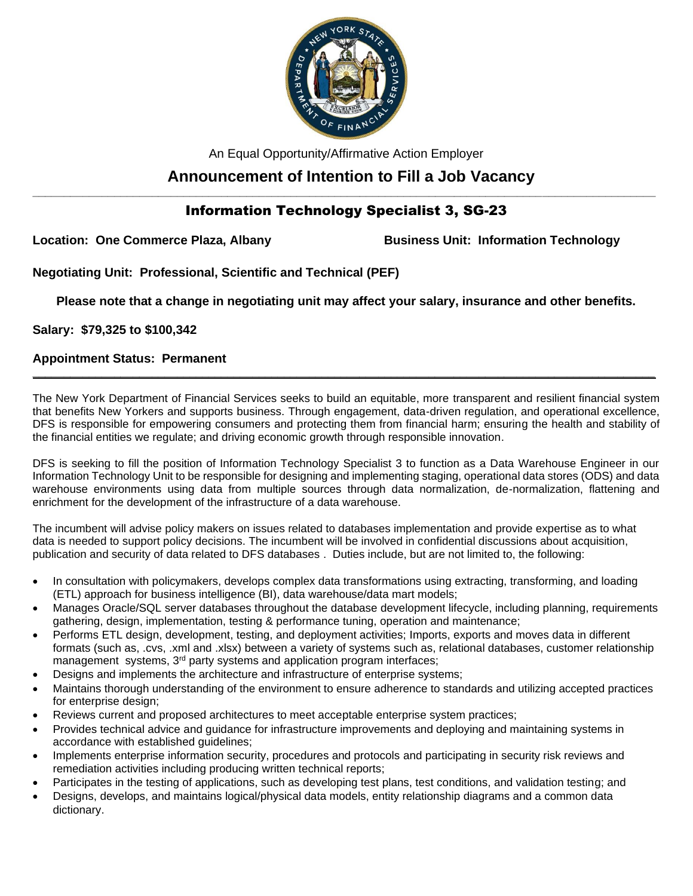An Equal Opportunity/Affirmative Action Employer

# Announcement of Intention to Fill a Job Vacancy

## Information Technology Specialist 3, SG-23

**Location: One Commerce Plaza, Albany**

**Business Unit: Information Technology**

**Negotiating Unit: Professional, Scientific and Technical (PEF)**

**Please note that a change in negotiating unit may affect your salary, insurance and other benefits.**

**Salary: $79,325 to $100,342**

**Appointment Status: Permanent**

---

The New York Department of Financial Services seeks to build an equitable, more transparent and resilient financial system that benefits New Yorkers and supports business. Through engagement, data-driven regulation, and operational excellence, DFS is responsible for empowering consumers and protecting them from financial harm; ensuring the health and stability of the financial entities we regulate; and driving economic growth through responsible innovation.

DFS is seeking to fill the position of Information Technology Specialist 3 to function as a Data Warehouse Engineer in our Information Technology Unit to be responsible for designing and implementing staging, operational data stores (ODS) and data warehouse environments using data from multiple sources through data normalization, de-normalization, flattening and enrichment for the development of the infrastructure of a data warehouse.

The incumbent will advise policy makers on issues related to databases implementation and provide expertise as to what data is needed to support policy decisions. The incumbent will be involved in confidential discussions about acquisition, publication and security of data related to DFS databases . Duties include, but are not limited to, the following:

- In consultation with policymakers, develops complex data transformations using extracting, transforming, and loading (ETL) approach for business intelligence (BI), data warehouse/data mart models;
- Manages Oracle/SQL server databases throughout the database development lifecycle, including planning, requirements gathering, design, implementation, testing & performance tuning, operation and maintenance;
- Performs ETL design, development, testing, and deployment activities; Imports, exports and moves data in different formats (such as, .cvs, .xml and .xlsx) between a variety of systems such as, relational databases, customer relationship management systems, 3rd party systems and application program interfaces;
- Designs and implements the architecture and infrastructure of enterprise systems;
- Maintains thorough understanding of the environment to ensure adherence to standards and utilizing accepted practices for enterprise design;
- Reviews current and proposed architectures to meet acceptable enterprise system practices;
- Provides technical advice and guidance for infrastructure improvements and deploying and maintaining systems in accordance with established guidelines;
- Implements enterprise information security, procedures and protocols and participating in security risk reviews and remediation activities including producing written technical reports;
- Participates in the testing of applications, such as developing test plans, test conditions, and validation testing; and
- Designs, develops, and maintains logical/physical data models, entity relationship diagrams and a common data dictionary.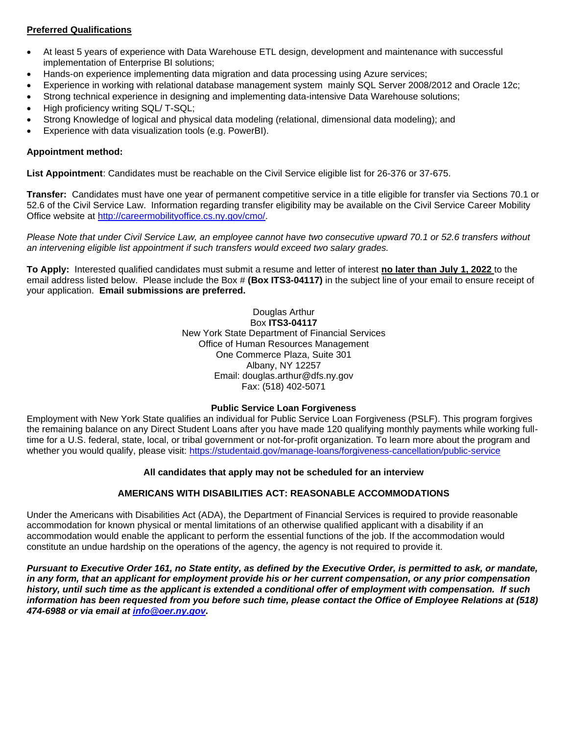**Preferred Qualifications**

- At least 5 years of experience with Data Warehouse ETL design, development and maintenance with successful implementation of Enterprise BI solutions;
- Hands-on experience implementing data migration and data processing using Azure services;
- Experience in working with relational database management system mainly SQL Server 2008/2012 and Oracle 12c;
- Strong technical experience in designing and implementing data-intensive Data Warehouse solutions;
- High proficiency writing SQL/ T-SQL;
- Strong Knowledge of logical and physical data modeling (relational, dimensional data modeling); and
- Experience with data visualization tools (e.g. PowerBI).

**Appointment method:**

**List Appointment**: Candidates must be reachable on the Civil Service eligible list for 26-376 or 37-675.

**Transfer:** Candidates must have one year of permanent competitive service in a title eligible for transfer via Sections 70.1 or 52.6 of the Civil Service Law. Information regarding transfer eligibility may be available on the Civil Service Career Mobility Office website at http://careermobilityoffice.cs.ny.gov/cmo/.

*Please Note that under Civil Service Law, an employee cannot have two consecutive upward 70.1 or 52.6 transfers without an intervening eligible list appointment if such transfers would exceed two salary grades.*

**To Apply:** Interested qualified candidates must submit a resume and letter of interest **no later than July 1, 2022** to the email address listed below. Please include the Box # **(Box ITS3-04117)** in the subject line of your email to ensure receipt of your application. **Email submissions are preferred.**

Douglas Arthur
Box **ITS3-04117**
New York State Department of Financial Services
Office of Human Resources Management
One Commerce Plaza, Suite 301
Albany, NY 12257
Email: douglas.arthur@dfs.ny.gov
Fax: (518) 402-5071

**Public Service Loan Forgiveness**

Employment with New York State qualifies an individual for Public Service Loan Forgiveness (PSLF). This program forgives the remaining balance on any Direct Student Loans after you have made 120 qualifying monthly payments while working full-time for a U.S. federal, state, local, or tribal government or not-for-profit organization. To learn more about the program and whether you would qualify, please visit: https://studentaid.gov/manage-loans/forgiveness-cancellation/public-service

**All candidates that apply may not be scheduled for an interview**

**AMERICANS WITH DISABILITIES ACT: REASONABLE ACCOMMODATIONS**

Under the Americans with Disabilities Act (ADA), the Department of Financial Services is required to provide reasonable accommodation for known physical or mental limitations of an otherwise qualified applicant with a disability if an accommodation would enable the applicant to perform the essential functions of the job. If the accommodation would constitute an undue hardship on the operations of the agency, the agency is not required to provide it.

***Pursuant to Executive Order 161, no State entity, as defined by the Executive Order, is permitted to ask, or mandate, in any form, that an applicant for employment provide his or her current compensation, or any prior compensation history, until such time as the applicant is extended a conditional offer of employment with compensation. If such information has been requested from you before such time, please contact the Office of Employee Relations at (518) 474-6988 or via email at info@oer.ny.gov.***